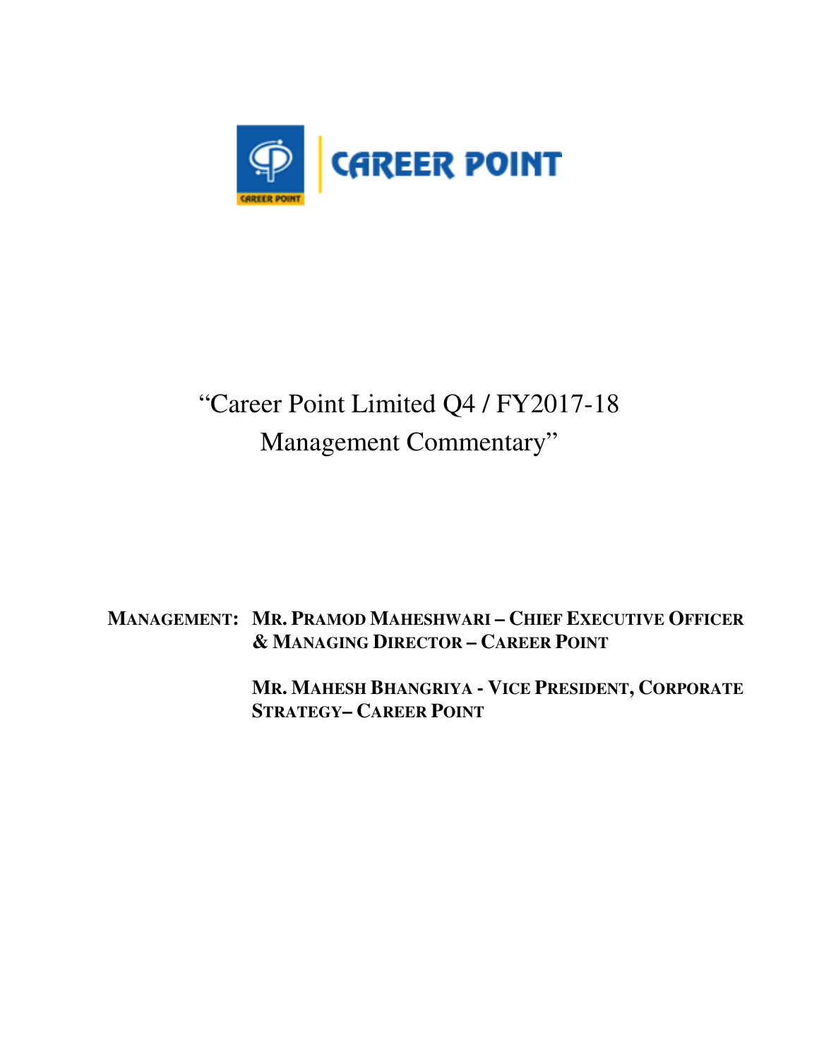CAREER POINT

# "Career Point Limited Q4 / FY2017-18 Management Commentary"

**MANAGEMENT:** **MR. PRAMOD MAHESHWARI – CHIEF EXECUTIVE OFFICER & MANAGING DIRECTOR – CAREER POINT**

**MR. MAHESH BHANGRIYA - VICE PRESIDENT, CORPORATE STRATEGY– CAREER POINT**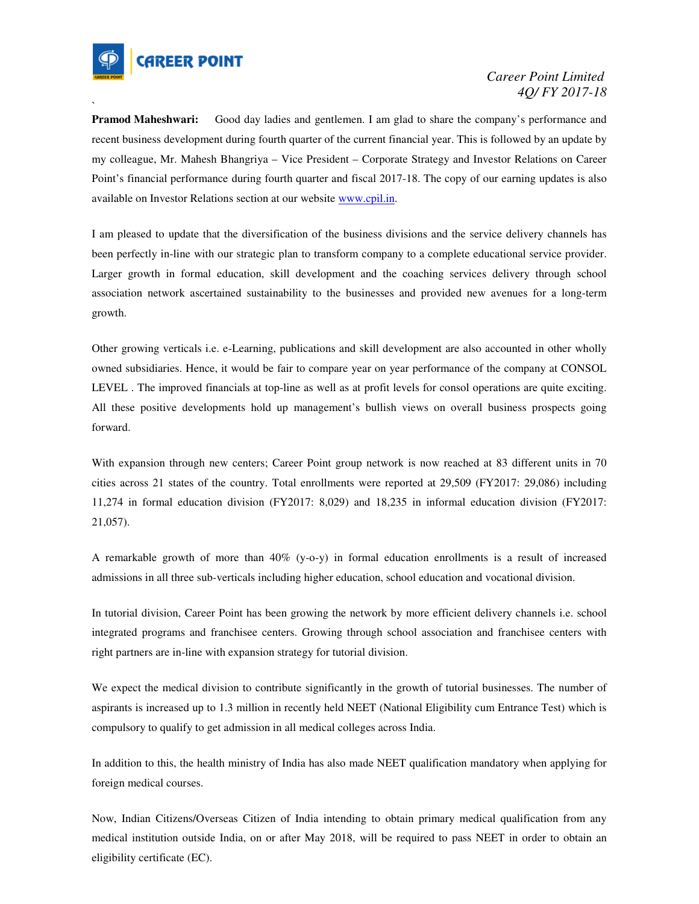**Pramod Maheshwari:** Good day ladies and gentlemen. I am glad to share the company's performance and recent business development during fourth quarter of the current financial year. This is followed by an update by my colleague, Mr. Mahesh Bhangriya – Vice President – Corporate Strategy and Investor Relations on Career Point's financial performance during fourth quarter and fiscal 2017-18. The copy of our earning updates is also available on Investor Relations section at our website www.cpil.in.

I am pleased to update that the diversification of the business divisions and the service delivery channels has been perfectly in-line with our strategic plan to transform company to a complete educational service provider. Larger growth in formal education, skill development and the coaching services delivery through school association network ascertained sustainability to the businesses and provided new avenues for a long-term growth.

Other growing verticals i.e. e-Learning, publications and skill development are also accounted in other wholly owned subsidiaries. Hence, it would be fair to compare year on year performance of the company at CONSOL LEVEL . The improved financials at top-line as well as at profit levels for consol operations are quite exciting. All these positive developments hold up management's bullish views on overall business prospects going forward.

With expansion through new centers; Career Point group network is now reached at 83 different units in 70 cities across 21 states of the country. Total enrollments were reported at 29,509 (FY2017: 29,086) including 11,274 in formal education division (FY2017: 8,029) and 18,235 in informal education division (FY2017: 21,057).

A remarkable growth of more than 40% (y-o-y) in formal education enrollments is a result of increased admissions in all three sub-verticals including higher education, school education and vocational division.

In tutorial division, Career Point has been growing the network by more efficient delivery channels i.e. school integrated programs and franchisee centers. Growing through school association and franchisee centers with right partners are in-line with expansion strategy for tutorial division.

We expect the medical division to contribute significantly in the growth of tutorial businesses. The number of aspirants is increased up to 1.3 million in recently held NEET (National Eligibility cum Entrance Test) which is compulsory to qualify to get admission in all medical colleges across India.

In addition to this, the health ministry of India has also made NEET qualification mandatory when applying for foreign medical courses.

Now, Indian Citizens/Overseas Citizen of India intending to obtain primary medical qualification from any medical institution outside India, on or after May 2018, will be required to pass NEET in order to obtain an eligibility certificate (EC).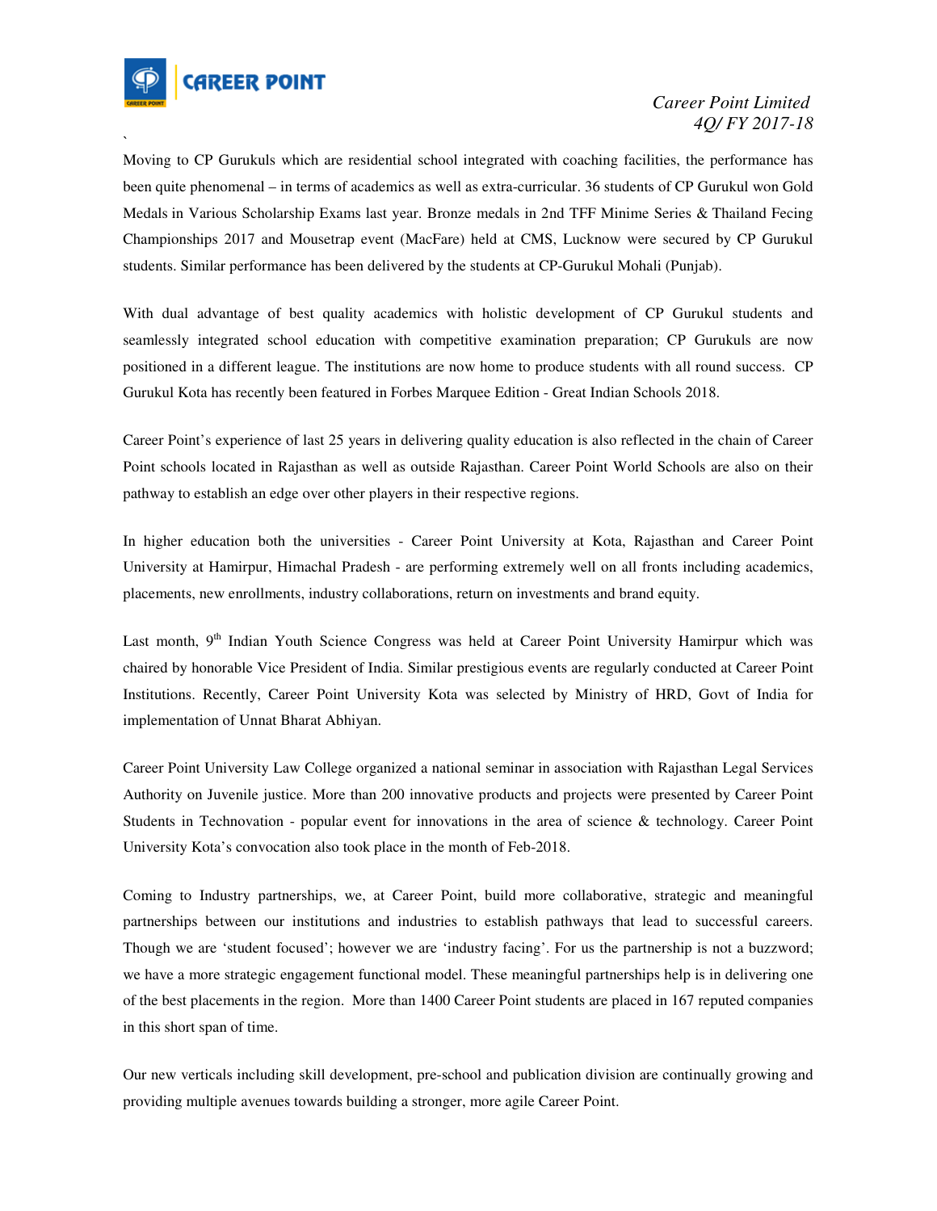Moving to CP Gurukuls which are residential school integrated with coaching facilities, the performance has been quite phenomenal – in terms of academics as well as extra-curricular. 36 students of CP Gurukul won Gold Medals in Various Scholarship Exams last year. Bronze medals in 2nd TFF Minime Series & Thailand Fecing Championships 2017 and Mousetrap event (MacFare) held at CMS, Lucknow were secured by CP Gurukul students. Similar performance has been delivered by the students at CP-Gurukul Mohali (Punjab).

With dual advantage of best quality academics with holistic development of CP Gurukul students and seamlessly integrated school education with competitive examination preparation; CP Gurukuls are now positioned in a different league. The institutions are now home to produce students with all round success. CP Gurukul Kota has recently been featured in Forbes Marquee Edition - Great Indian Schools 2018.

Career Point's experience of last 25 years in delivering quality education is also reflected in the chain of Career Point schools located in Rajasthan as well as outside Rajasthan. Career Point World Schools are also on their pathway to establish an edge over other players in their respective regions.

In higher education both the universities - Career Point University at Kota, Rajasthan and Career Point University at Hamirpur, Himachal Pradesh - are performing extremely well on all fronts including academics, placements, new enrollments, industry collaborations, return on investments and brand equity.

Last month, 9th Indian Youth Science Congress was held at Career Point University Hamirpur which was chaired by honorable Vice President of India. Similar prestigious events are regularly conducted at Career Point Institutions. Recently, Career Point University Kota was selected by Ministry of HRD, Govt of India for implementation of Unnat Bharat Abhiyan.

Career Point University Law College organized a national seminar in association with Rajasthan Legal Services Authority on Juvenile justice. More than 200 innovative products and projects were presented by Career Point Students in Technovation - popular event for innovations in the area of science & technology. Career Point University Kota's convocation also took place in the month of Feb-2018.

Coming to Industry partnerships, we, at Career Point, build more collaborative, strategic and meaningful partnerships between our institutions and industries to establish pathways that lead to successful careers. Though we are 'student focused'; however we are 'industry facing'. For us the partnership is not a buzzword; we have a more strategic engagement functional model. These meaningful partnerships help is in delivering one of the best placements in the region. More than 1400 Career Point students are placed in 167 reputed companies in this short span of time.

Our new verticals including skill development, pre-school and publication division are continually growing and providing multiple avenues towards building a stronger, more agile Career Point.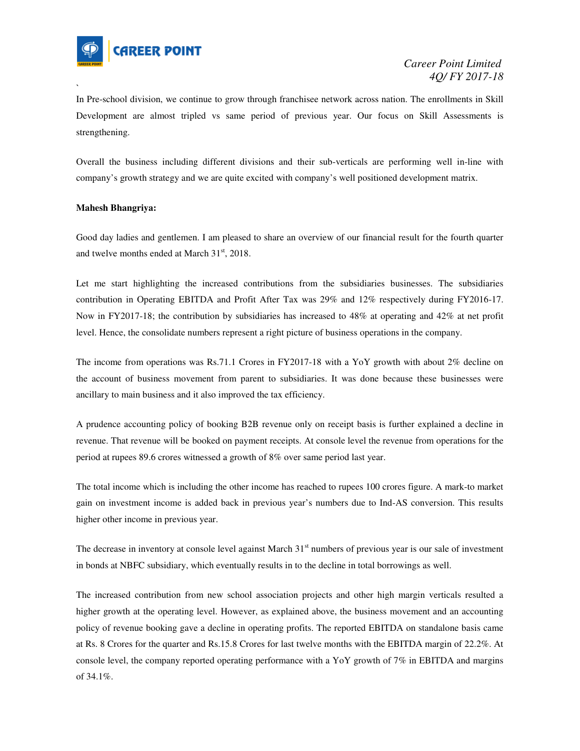In Pre-school division, we continue to grow through franchisee network across nation. The enrollments in Skill Development are almost tripled vs same period of previous year. Our focus on Skill Assessments is strengthening.

Overall the business including different divisions and their sub-verticals are performing well in-line with company's growth strategy and we are quite excited with company's well positioned development matrix.

**Mahesh Bhangriya:**

Good day ladies and gentlemen. I am pleased to share an overview of our financial result for the fourth quarter and twelve months ended at March 31st, 2018.

Let me start highlighting the increased contributions from the subsidiaries businesses. The subsidiaries contribution in Operating EBITDA and Profit After Tax was 29% and 12% respectively during FY2016-17. Now in FY2017-18; the contribution by subsidiaries has increased to 48% at operating and 42% at net profit level. Hence, the consolidate numbers represent a right picture of business operations in the company.

The income from operations was Rs.71.1 Crores in FY2017-18 with a YoY growth with about 2% decline on the account of business movement from parent to subsidiaries. It was done because these businesses were ancillary to main business and it also improved the tax efficiency.

A prudence accounting policy of booking B2B revenue only on receipt basis is further explained a decline in revenue. That revenue will be booked on payment receipts. At console level the revenue from operations for the period at rupees 89.6 crores witnessed a growth of 8% over same period last year.

The total income which is including the other income has reached to rupees 100 crores figure. A mark-to market gain on investment income is added back in previous year's numbers due to Ind-AS conversion. This results higher other income in previous year.

The decrease in inventory at console level against March 31st numbers of previous year is our sale of investment in bonds at NBFC subsidiary, which eventually results in to the decline in total borrowings as well.

The increased contribution from new school association projects and other high margin verticals resulted a higher growth at the operating level. However, as explained above, the business movement and an accounting policy of revenue booking gave a decline in operating profits. The reported EBITDA on standalone basis came at Rs. 8 Crores for the quarter and Rs.15.8 Crores for last twelve months with the EBITDA margin of 22.2%. At console level, the company reported operating performance with a YoY growth of 7% in EBITDA and margins of 34.1%.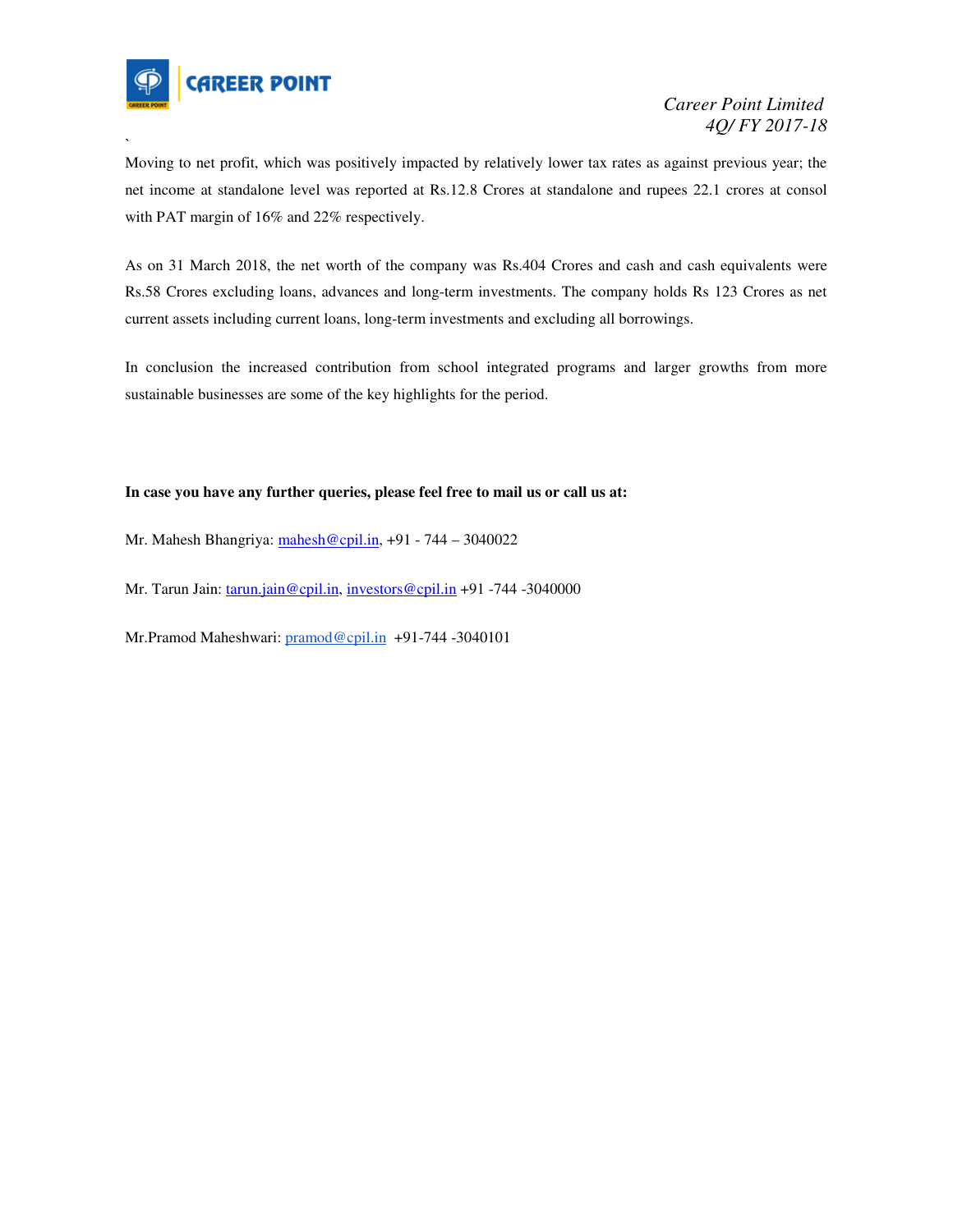Moving to net profit, which was positively impacted by relatively lower tax rates as against previous year; the net income at standalone level was reported at Rs.12.8 Crores at standalone and rupees 22.1 crores at consol with PAT margin of 16% and 22% respectively.

As on 31 March 2018, the net worth of the company was Rs.404 Crores and cash and cash equivalents were Rs.58 Crores excluding loans, advances and long-term investments. The company holds Rs 123 Crores as net current assets including current loans, long-term investments and excluding all borrowings.

In conclusion the increased contribution from school integrated programs and larger growths from more sustainable businesses are some of the key highlights for the period.

**In case you have any further queries, please feel free to mail us or call us at:**

Mr. Mahesh Bhangriya: mahesh@cpil.in, +91 - 744 – 3040022

Mr. Tarun Jain: tarun.jain@cpil.in, investors@cpil.in +91 -744 -3040000

Mr.Pramod Maheshwari: pramod@cpil.in +91-744 -3040101